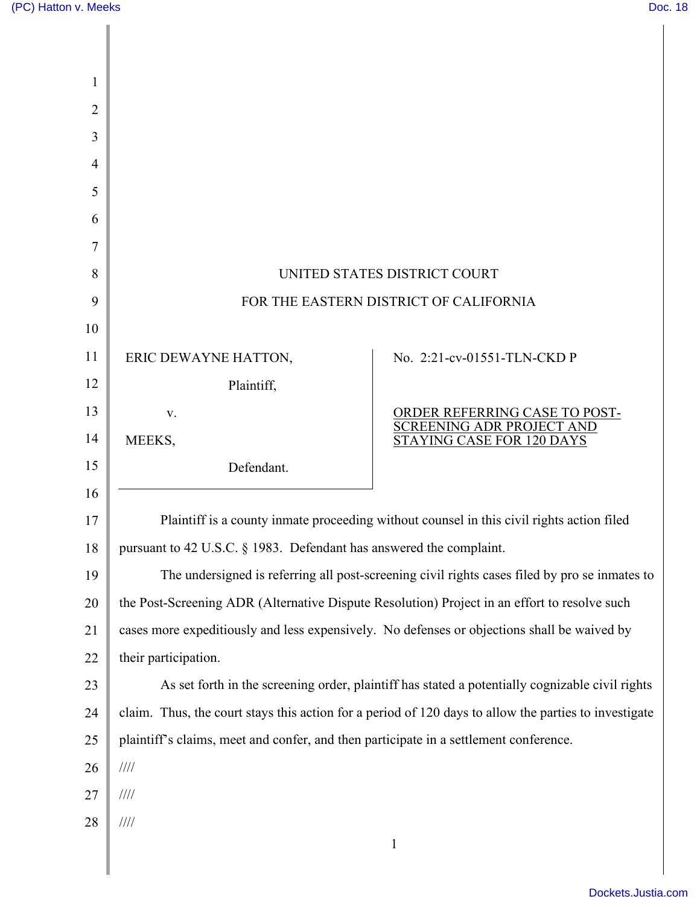UNITED STATES DISTRICT COURT

FOR THE EASTERN DISTRICT OF CALIFORNIA

| | |
|---|---|
| ERIC DEWAYNE HATTON,<br><br>Plaintiff,<br><br>v.<br><br>MEEKS,<br><br>Defendant. | No. 2:21-cv-01551-TLN-CKD P<br><br><u>ORDER REFERRING CASE TO POST-SCREENING ADR PROJECT AND STAYING CASE FOR 120 DAYS</u> |

Plaintiff is a county inmate proceeding without counsel in this civil rights action filed pursuant to 42 U.S.C. § 1983. Defendant has answered the complaint.

The undersigned is referring all post-screening civil rights cases filed by pro se inmates to the Post-Screening ADR (Alternative Dispute Resolution) Project in an effort to resolve such cases more expeditiously and less expensively. No defenses or objections shall be waived by their participation.

As set forth in the screening order, plaintiff has stated a potentially cognizable civil rights claim. Thus, the court stays this action for a period of 120 days to allow the parties to investigate plaintiff's claims, meet and confer, and then participate in a settlement conference.

////

////

////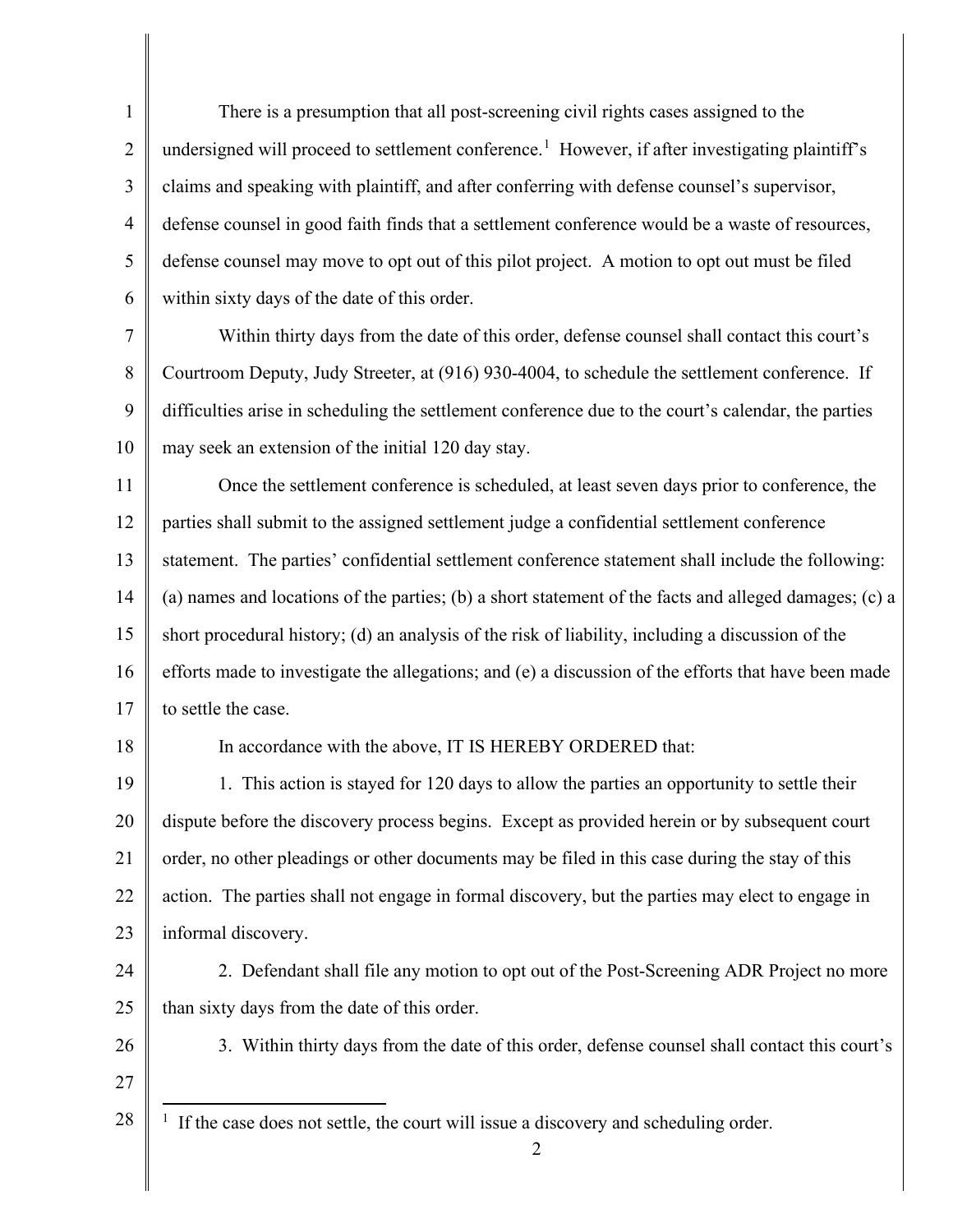There is a presumption that all post-screening civil rights cases assigned to the undersigned will proceed to settlement conference.[1] However, if after investigating plaintiff's claims and speaking with plaintiff, and after conferring with defense counsel's supervisor, defense counsel in good faith finds that a settlement conference would be a waste of resources, defense counsel may move to opt out of this pilot project. A motion to opt out must be filed within sixty days of the date of this order.

Within thirty days from the date of this order, defense counsel shall contact this court's Courtroom Deputy, Judy Streeter, at (916) 930-4004, to schedule the settlement conference. If difficulties arise in scheduling the settlement conference due to the court's calendar, the parties may seek an extension of the initial 120 day stay.

Once the settlement conference is scheduled, at least seven days prior to conference, the parties shall submit to the assigned settlement judge a confidential settlement conference statement. The parties' confidential settlement conference statement shall include the following: (a) names and locations of the parties; (b) a short statement of the facts and alleged damages; (c) a short procedural history; (d) an analysis of the risk of liability, including a discussion of the efforts made to investigate the allegations; and (e) a discussion of the efforts that have been made to settle the case.

In accordance with the above, IT IS HEREBY ORDERED that:

1. This action is stayed for 120 days to allow the parties an opportunity to settle their dispute before the discovery process begins. Except as provided herein or by subsequent court order, no other pleadings or other documents may be filed in this case during the stay of this action. The parties shall not engage in formal discovery, but the parties may elect to engage in informal discovery.

2. Defendant shall file any motion to opt out of the Post-Screening ADR Project no more than sixty days from the date of this order.

3. Within thirty days from the date of this order, defense counsel shall contact this court's

[1] If the case does not settle, the court will issue a discovery and scheduling order.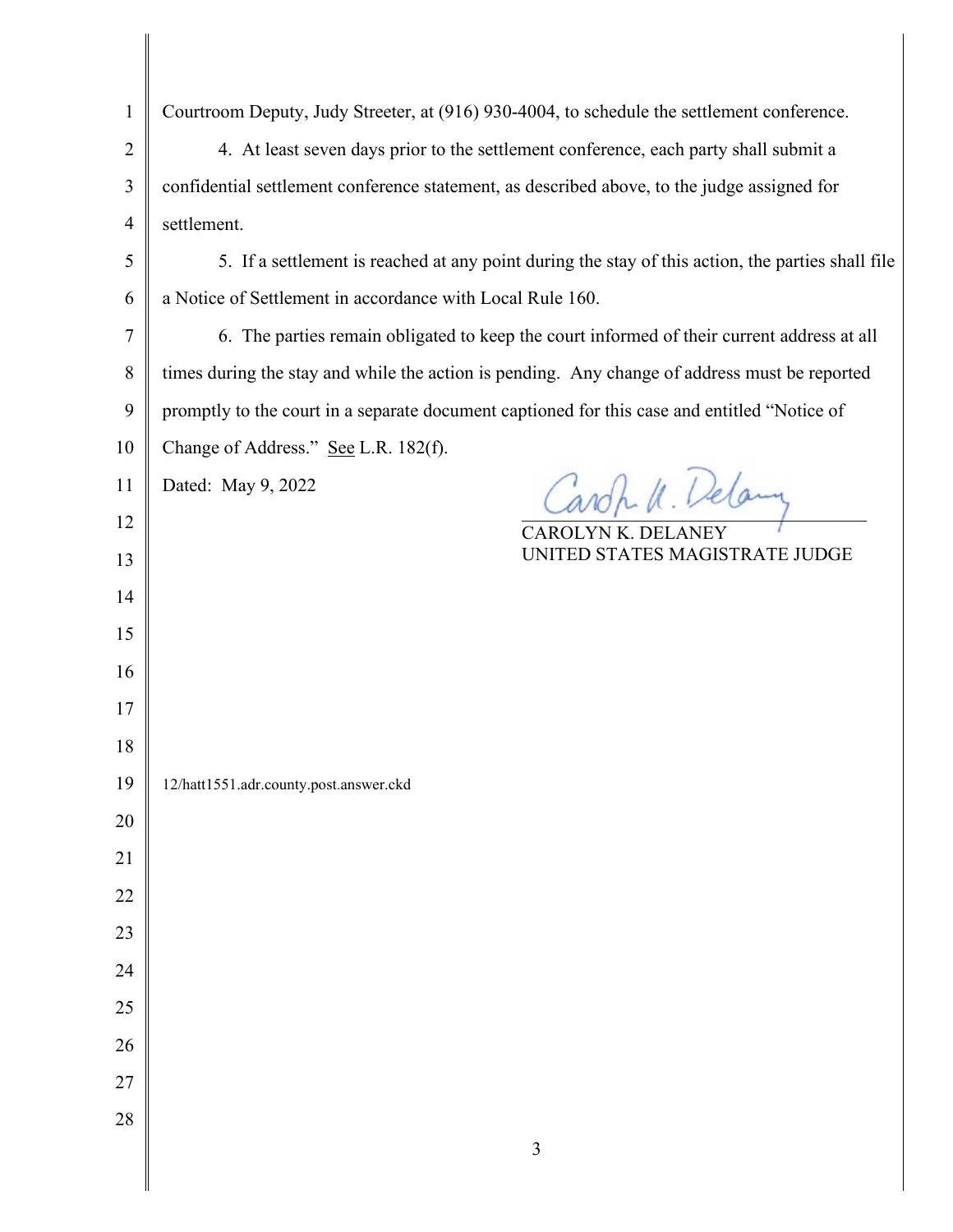Courtroom Deputy, Judy Streeter, at (916) 930-4004, to schedule the settlement conference.

4. At least seven days prior to the settlement conference, each party shall submit a confidential settlement conference statement, as described above, to the judge assigned for settlement.

5. If a settlement is reached at any point during the stay of this action, the parties shall file a Notice of Settlement in accordance with Local Rule 160.

6. The parties remain obligated to keep the court informed of their current address at all times during the stay and while the action is pending. Any change of address must be reported promptly to the court in a separate document captioned for this case and entitled "Notice of Change of Address." See L.R. 182(f).

Dated: May 9, 2022

CAROLYN K. DELANEY
UNITED STATES MAGISTRATE JUDGE

12/hatt1551.adr.county.post.answer.ckd